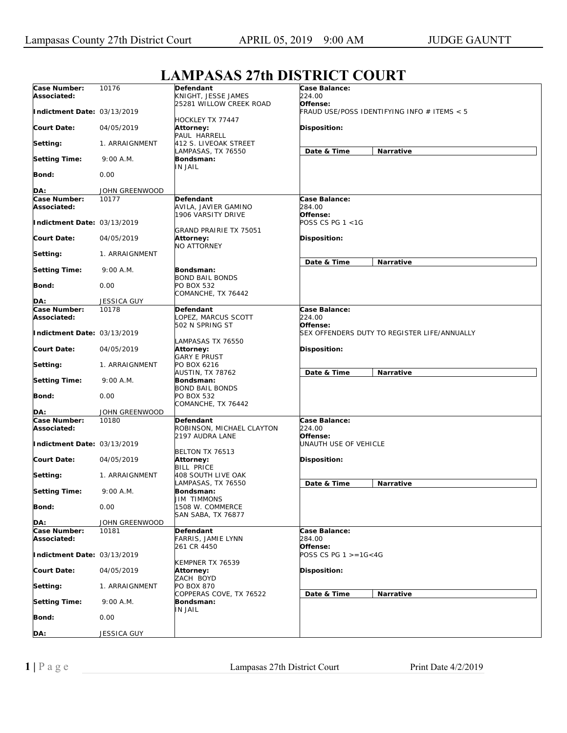# LAMPASAS 27th DISTRICT COURT

| Case Number: 10176 | Defendant | Case Balance: |
|---|---|---|
| Associated: | KNIGHT, JESSE JAMES<br>25281 WILLOW CREEK ROAD<br>HOCKLEY TX 77447 | 224.00 |
| Indictment Date: 03/13/2019 | | Offense: FRAUD USE/POSS IDENTIFYING INFO # ITEMS < 5 |
| Court Date: 04/05/2019 | Attorney: PAUL HARRELL<br>412 S. LIVEOAK STREET<br>LAMPASAS, TX 76550 | Disposition: |
| Setting: 1. ARRAIGNMENT | | Date & Time / Narrative |
| Setting Time: 9:00 A.M. | Bondsman: IN JAIL | |
| Bond: 0.00 | | |
| DA: JOHN GREENWOOD | | |

| Case Number: 10177 | Defendant | Case Balance: |
|---|---|---|
| Associated: | AVILA, JAVIER GAMINO<br>1906 VARSITY DRIVE<br>GRAND PRAIRIE TX 75051 | 284.00 |
| Indictment Date: 03/13/2019 | | Offense: POSS CS PG 1 <1G |
| Court Date: 04/05/2019 | Attorney: NO ATTORNEY | Disposition: |
| Setting: 1. ARRAIGNMENT | | Date & Time / Narrative |
| Setting Time: 9:00 A.M. | Bondsman: BOND BAIL BONDS<br>PO BOX 532<br>COMANCHE, TX 76442 | |
| Bond: 0.00 | | |
| DA: JESSICA GUY | | |

| Case Number: 10178 | Defendant | Case Balance: |
|---|---|---|
| Associated: | LOPEZ, MARCUS SCOTT<br>502 N SPRING ST<br>LAMPASAS TX 76550 | 224.00 |
| Indictment Date: 03/13/2019 | | Offense: SEX OFFENDERS DUTY TO REGISTER LIFE/ANNUALLY |
| Court Date: 04/05/2019 | Attorney: GARY E PRUST<br>PO BOX 6216<br>AUSTIN, TX 78762 | Disposition: |
| Setting: 1. ARRAIGNMENT | | Date & Time / Narrative |
| Setting Time: 9:00 A.M. | Bondsman: BOND BAIL BONDS<br>PO BOX 532<br>COMANCHE, TX 76442 | |
| Bond: 0.00 | | |
| DA: JOHN GREENWOOD | | |

| Case Number: 10180 | Defendant | Case Balance: |
|---|---|---|
| Associated: | ROBINSON, MICHAEL CLAYTON<br>2197 AUDRA LANE<br>BELTON TX 76513 | 224.00 |
| Indictment Date: 03/13/2019 | | Offense: UNAUTH USE OF VEHICLE |
| Court Date: 04/05/2019 | Attorney: BILL PRICE<br>408 SOUTH LIVE OAK<br>LAMPASAS, TX 76550 | Disposition: |
| Setting: 1. ARRAIGNMENT | | Date & Time / Narrative |
| Setting Time: 9:00 A.M. | Bondsman: JIM TIMMONS<br>1508 W. COMMERCE<br>SAN SABA, TX 76877 | |
| Bond: 0.00 | | |
| DA: JOHN GREENWOOD | | |

| Case Number: 10181 | Defendant | Case Balance: |
|---|---|---|
| Associated: | FARRIS, JAMIE LYNN<br>261 CR 4450<br>KEMPNER TX 76539 | 284.00 |
| Indictment Date: 03/13/2019 | | Offense: POSS CS PG 1 >=1G<4G |
| Court Date: 04/05/2019 | Attorney: ZACH BOYD<br>PO BOX 870<br>COPPERAS COVE, TX 76522 | Disposition: |
| Setting: 1. ARRAIGNMENT | | Date & Time / Narrative |
| Setting Time: 9:00 A.M. | Bondsman: IN JAIL | |
| Bond: 0.00 | | |
| DA: JESSICA GUY | | |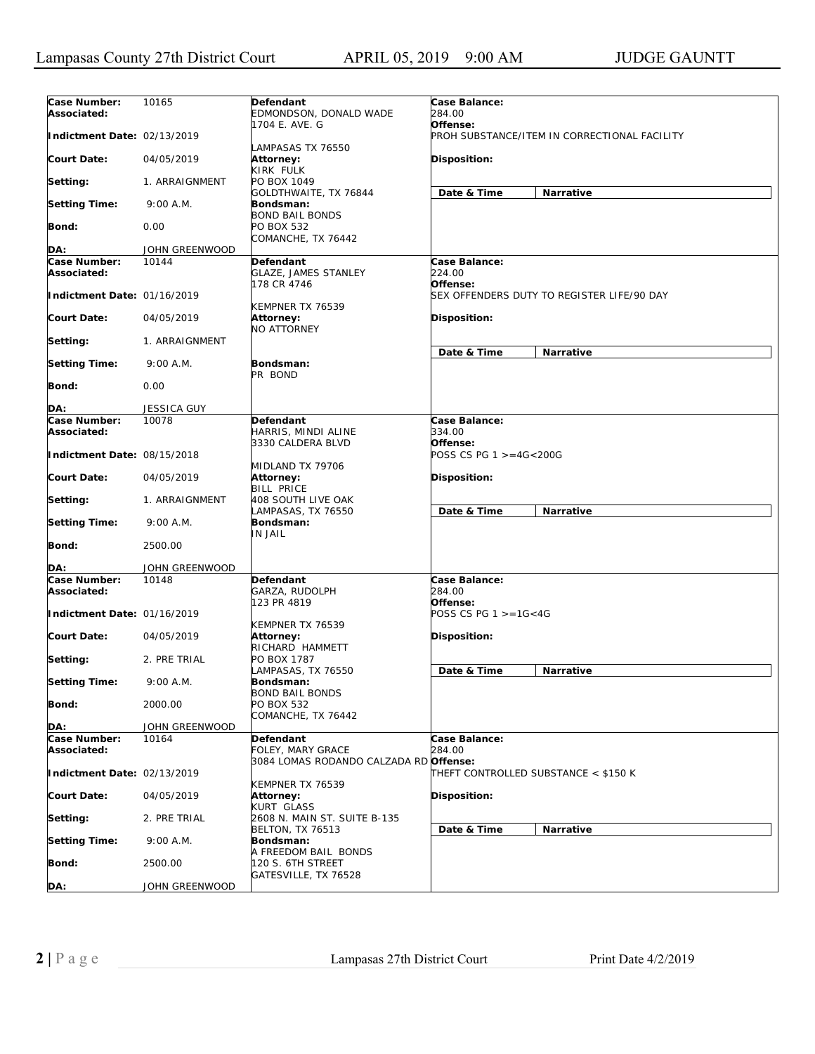| Case Number: | 10165 | Defendant | Case Balance: |
|---|---|---|---|
| Associated: | | EDMONDSON, DONALD WADE<br>1704 E. AVE. G<br>LAMPASAS TX 76550 | 284.00 |
| Indictment Date: | 02/13/2019 | | Offense:<br>PROH SUBSTANCE/ITEM IN CORRECTIONAL FACILITY |
| Court Date: | 04/05/2019 | Attorney:<br>KIRK FULK<br>PO BOX 1049<br>GOLDTHWAITE, TX 76844 | Disposition: |
| Setting: | 1. ARRAIGNMENT | | Date & Time / Narrative |
| Setting Time: | 9:00 A.M. | Bondsman:<br>BOND BAIL BONDS<br>PO BOX 532<br>COMANCHE, TX 76442 | |
| Bond: | 0.00 | | |
| DA: | JOHN GREENWOOD | | |

| Case Number: | 10144 | Defendant | Case Balance: |
|---|---|---|---|
| Associated: | | GLAZE, JAMES STANLEY<br>178 CR 4746<br>KEMPNER TX 76539 | 224.00 |
| Indictment Date: | 01/16/2019 | | Offense:<br>SEX OFFENDERS DUTY TO REGISTER LIFE/90 DAY |
| Court Date: | 04/05/2019 | Attorney:<br>NO ATTORNEY | Disposition: |
| Setting: | 1. ARRAIGNMENT | | Date & Time / Narrative |
| Setting Time: | 9:00 A.M. | Bondsman:<br>PR BOND | |
| Bond: | 0.00 | | |
| DA: | JESSICA GUY | | |

| Case Number: | 10078 | Defendant | Case Balance: |
|---|---|---|---|
| Associated: | | HARRIS, MINDI ALINE<br>3330 CALDERA BLVD<br>MIDLAND TX 79706 | 334.00 |
| Indictment Date: | 08/15/2018 | | Offense:<br>POSS CS PG 1 >=4G<200G |
| Court Date: | 04/05/2019 | Attorney:<br>BILL PRICE<br>408 SOUTH LIVE OAK<br>LAMPASAS, TX 76550 | Disposition: |
| Setting: | 1. ARRAIGNMENT | | Date & Time / Narrative |
| Setting Time: | 9:00 A.M. | Bondsman:<br>IN JAIL | |
| Bond: | 2500.00 | | |
| DA: | JOHN GREENWOOD | | |

| Case Number: | 10148 | Defendant | Case Balance: |
|---|---|---|---|
| Associated: | | GARZA, RUDOLPH<br>123 PR 4819<br>KEMPNER TX 76539 | 284.00 |
| Indictment Date: | 01/16/2019 | | Offense:<br>POSS CS PG 1 >=1G<4G |
| Court Date: | 04/05/2019 | Attorney:<br>RICHARD HAMMETT<br>PO BOX 1787<br>LAMPASAS, TX 76550 | Disposition: |
| Setting: | 2. PRE TRIAL | | Date & Time / Narrative |
| Setting Time: | 9:00 A.M. | Bondsman:<br>BOND BAIL BONDS<br>PO BOX 532<br>COMANCHE, TX 76442 | |
| Bond: | 2000.00 | | |
| DA: | JOHN GREENWOOD | | |

| Case Number: | 10164 | Defendant | Case Balance: |
|---|---|---|---|
| Associated: | | FOLEY, MARY GRACE<br>3084 LOMAS RODANDO CALZADA RD<br>KEMPNER TX 76539 | 284.00 |
| Indictment Date: | 02/13/2019 | | Offense:<br>THEFT CONTROLLED SUBSTANCE < $150 K |
| Court Date: | 04/05/2019 | Attorney:<br>KURT GLASS<br>2608 N. MAIN ST. SUITE B-135<br>BELTON, TX 76513 | Disposition: |
| Setting: | 2. PRE TRIAL | | Date & Time / Narrative |
| Setting Time: | 9:00 A.M. | Bondsman:<br>A FREEDOM BAIL BONDS<br>120 S. 6TH STREET<br>GATESVILLE, TX 76528 | |
| Bond: | 2500.00 | | |
| DA: | JOHN GREENWOOD | | |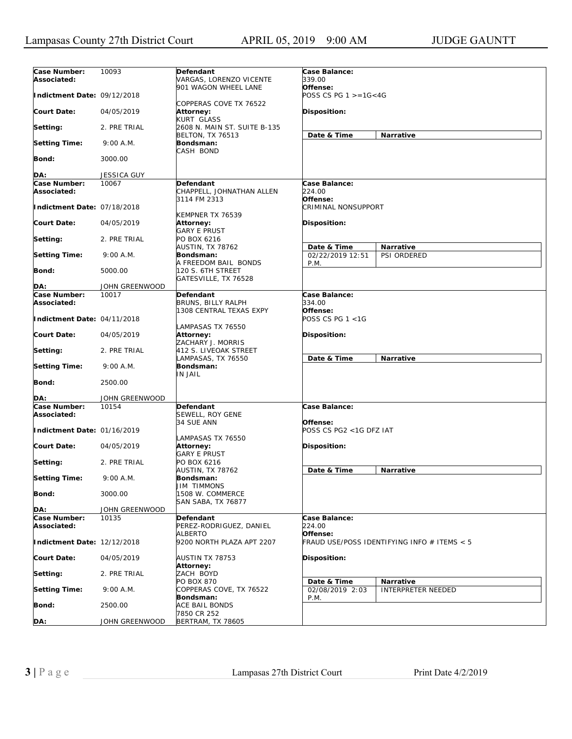| Case Number: | 10093 | Defendant | Case Balance: | |
|---|---|---|---|---|
| Associated: | | VARGAS, LORENZO VICENTE<br>901 WAGON WHEEL LANE<br><br>COPPERAS COVE TX 76522 | 339.00 | |
| Indictment Date: | 09/12/2018 | | Offense:<br>POSS CS PG 1 >=1G<4G | |
| Court Date: | 04/05/2019 | Attorney:<br>KURT GLASS<br>2608 N. MAIN ST. SUITE B-135<br>BELTON, TX 76513 | Disposition: | |
| Setting: | 2. PRE TRIAL | | Date & Time | Narrative |
| Setting Time: | 9:00 A.M. | Bondsman:<br>CASH BOND | | |
| Bond: | 3000.00 | | | |
| DA: | JESSICA GUY | | | |

| Case Number: | 10067 | Defendant | Case Balance: | |
|---|---|---|---|---|
| Associated: | | CHAPPELL, JOHNATHAN ALLEN<br>3114 FM 2313<br><br>KEMPNER TX 76539 | 224.00 | |
| Indictment Date: | 07/18/2018 | | Offense:<br>CRIMINAL NONSUPPORT | |
| Court Date: | 04/05/2019 | Attorney:<br>GARY E PRUST<br>PO BOX 6216<br>AUSTIN, TX 78762 | Disposition: | |
| Setting: | 2. PRE TRIAL | | Date & Time | Narrative |
| Setting Time: | 9:00 A.M. | Bondsman:<br>A FREEDOM BAIL BONDS<br>120 S. 6TH STREET<br>GATESVILLE, TX 76528 | 02/22/2019 12:51 P.M. | PSI ORDERED |
| Bond: | 5000.00 | | | |
| DA: | JOHN GREENWOOD | | | |

| Case Number: | 10017 | Defendant | Case Balance: | |
|---|---|---|---|---|
| Associated: | | BRUNS, BILLY RALPH<br>1308 CENTRAL TEXAS EXPY<br><br>LAMPASAS TX 76550 | 334.00 | |
| Indictment Date: | 04/11/2018 | | Offense:<br>POSS CS PG 1 <1G | |
| Court Date: | 04/05/2019 | Attorney:<br>ZACHARY J. MORRIS<br>412 S. LIVEOAK STREET<br>LAMPASAS, TX 76550 | Disposition: | |
| Setting: | 2. PRE TRIAL | | Date & Time | Narrative |
| Setting Time: | 9:00 A.M. | Bondsman:<br>IN JAIL | | |
| Bond: | 2500.00 | | | |
| DA: | JOHN GREENWOOD | | | |

| Case Number: | 10154 | Defendant | Case Balance: | |
|---|---|---|---|---|
| Associated: | | SEWELL, ROY GENE<br>34 SUE ANN<br><br>LAMPASAS TX 76550 | | |
| Indictment Date: | 01/16/2019 | | Offense:<br>POSS CS PG2 <1G DFZ IAT | |
| Court Date: | 04/05/2019 | Attorney:<br>GARY E PRUST<br>PO BOX 6216<br>AUSTIN, TX 78762 | Disposition: | |
| Setting: | 2. PRE TRIAL | | Date & Time | Narrative |
| Setting Time: | 9:00 A.M. | Bondsman:<br>JIM TIMMONS<br>1508 W. COMMERCE<br>SAN SABA, TX 76877 | | |
| Bond: | 3000.00 | | | |
| DA: | JOHN GREENWOOD | | | |

| Case Number: | 10135 | Defendant | Case Balance: | |
|---|---|---|---|---|
| Associated: | | PEREZ-RODRIGUEZ, DANIEL ALBERTO<br>9200 NORTH PLAZA APT 2207<br><br>AUSTIN TX 78753 | 224.00 | |
| Indictment Date: | 12/12/2018 | | Offense:<br>FRAUD USE/POSS IDENTIFYING INFO # ITEMS < 5 | |
| Court Date: | 04/05/2019 | Attorney:<br>ZACH BOYD<br>PO BOX 870<br>COPPERAS COVE, TX 76522 | Disposition: | |
| Setting: | 2. PRE TRIAL | | Date & Time | Narrative |
| Setting Time: | 9:00 A.M. | Bondsman:<br>ACE BAIL BONDS<br>7850 CR 252<br>BERTRAM, TX 78605 | 02/08/2019 2:03 P.M. | INTERPRETER NEEDED |
| Bond: | 2500.00 | | | |
| DA: | JOHN GREENWOOD | | | |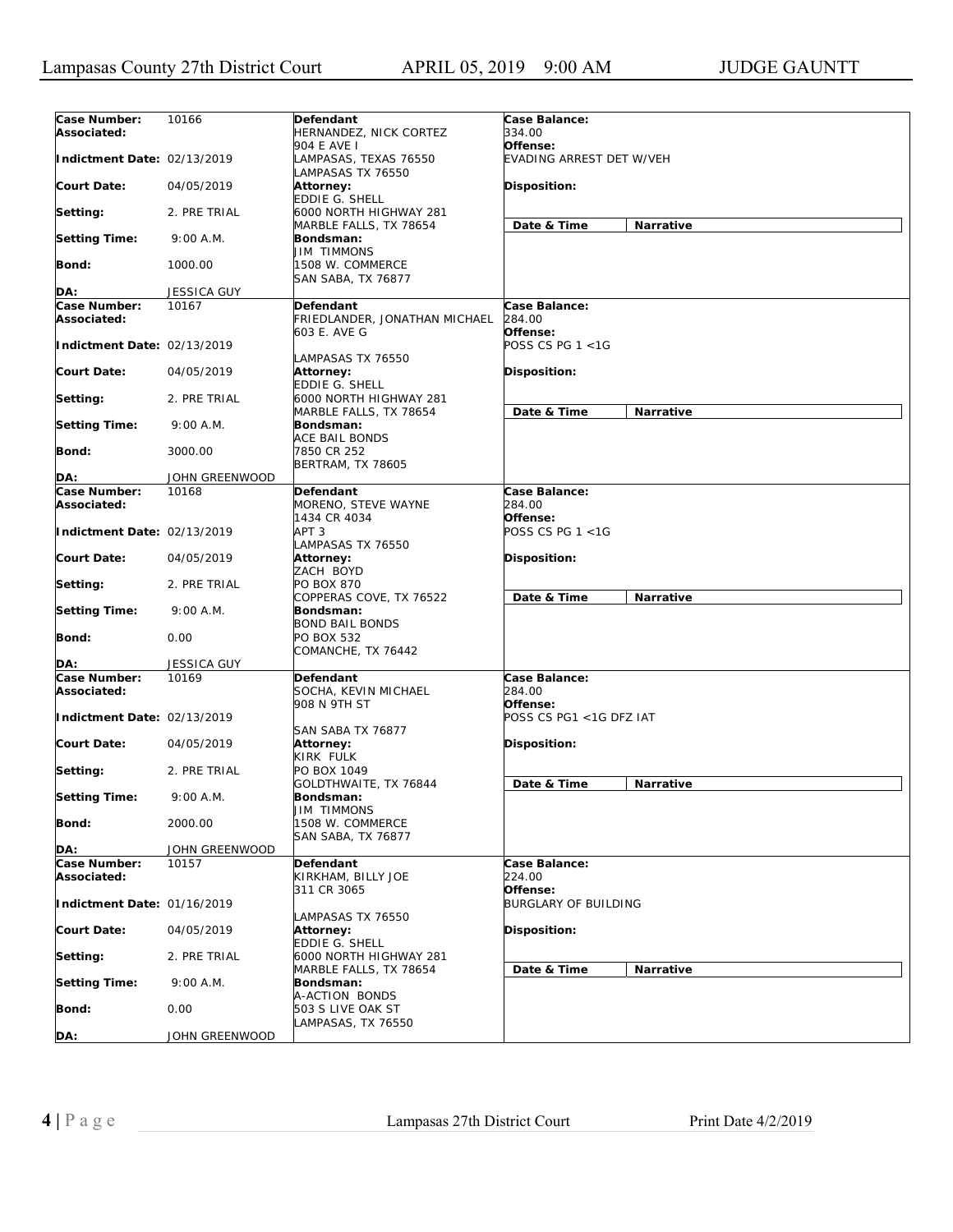| Case Number: | 10166 | Defendant | Case Balance: |
|---|---|---|---|
| Associated: | | HERNANDEZ, NICK CORTEZ | 334.00 |
| | | 904 E AVE I | Offense: |
| Indictment Date: | 02/13/2019 | LAMPASAS, TEXAS 76550 | EVADING ARREST DET W/VEH |
| | | LAMPASAS TX 76550 | |
| Court Date: | 04/05/2019 | Attorney: | Disposition: |
| | | EDDIE G. SHELL | |
| Setting: | 2. PRE TRIAL | 6000 NORTH HIGHWAY 281 | |
| | | MARBLE FALLS, TX 78654 | Date & Time / Narrative |
| Setting Time: | 9:00 A.M. | Bondsman: | |
| | | JIM TIMMONS | |
| Bond: | 1000.00 | 1508 W. COMMERCE | |
| | | SAN SABA, TX 76877 | |
| DA: | JESSICA GUY | | |

| Case Number: | 10167 | Defendant | Case Balance: |
|---|---|---|---|
| Associated: | | FRIEDLANDER, JONATHAN MICHAEL | 284.00 |
| | | 603 E. AVE G | Offense: |
| Indictment Date: | 02/13/2019 | | POSS CS PG 1 <1G |
| | | LAMPASAS TX 76550 | |
| Court Date: | 04/05/2019 | Attorney: | Disposition: |
| | | EDDIE G. SHELL | |
| Setting: | 2. PRE TRIAL | 6000 NORTH HIGHWAY 281 | |
| | | MARBLE FALLS, TX 78654 | Date & Time / Narrative |
| Setting Time: | 9:00 A.M. | Bondsman: | |
| | | ACE BAIL BONDS | |
| Bond: | 3000.00 | 7850 CR 252 | |
| | | BERTRAM, TX 78605 | |
| DA: | JOHN GREENWOOD | | |

| Case Number: | 10168 | Defendant | Case Balance: |
|---|---|---|---|
| Associated: | | MORENO, STEVE WAYNE | 284.00 |
| | | 1434 CR 4034 | Offense: |
| Indictment Date: | 02/13/2019 | APT 3 | POSS CS PG 1 <1G |
| | | LAMPASAS TX 76550 | |
| Court Date: | 04/05/2019 | Attorney: | Disposition: |
| | | ZACH BOYD | |
| Setting: | 2. PRE TRIAL | PO BOX 870 | |
| | | COPPERAS COVE, TX 76522 | Date & Time / Narrative |
| Setting Time: | 9:00 A.M. | Bondsman: | |
| | | BOND BAIL BONDS | |
| Bond: | 0.00 | PO BOX 532 | |
| | | COMANCHE, TX 76442 | |
| DA: | JESSICA GUY | | |

| Case Number: | 10169 | Defendant | Case Balance: |
|---|---|---|---|
| Associated: | | SOCHA, KEVIN MICHAEL | 284.00 |
| | | 908 N 9TH ST | Offense: |
| Indictment Date: | 02/13/2019 | | POSS CS PG1 <1G DFZ IAT |
| | | SAN SABA TX 76877 | |
| Court Date: | 04/05/2019 | Attorney: | Disposition: |
| | | KIRK FULK | |
| Setting: | 2. PRE TRIAL | PO BOX 1049 | |
| | | GOLDTHWAITE, TX 76844 | Date & Time / Narrative |
| Setting Time: | 9:00 A.M. | Bondsman: | |
| | | JIM TIMMONS | |
| Bond: | 2000.00 | 1508 W. COMMERCE | |
| | | SAN SABA, TX 76877 | |
| DA: | JOHN GREENWOOD | | |

| Case Number: | 10157 | Defendant | Case Balance: |
|---|---|---|---|
| Associated: | | KIRKHAM, BILLY JOE | 224.00 |
| | | 311 CR 3065 | Offense: |
| Indictment Date: | 01/16/2019 | | BURGLARY OF BUILDING |
| | | LAMPASAS TX 76550 | |
| Court Date: | 04/05/2019 | Attorney: | Disposition: |
| | | EDDIE G. SHELL | |
| Setting: | 2. PRE TRIAL | 6000 NORTH HIGHWAY 281 | |
| | | MARBLE FALLS, TX 78654 | Date & Time / Narrative |
| Setting Time: | 9:00 A.M. | Bondsman: | |
| | | A-ACTION BONDS | |
| Bond: | 0.00 | 503 S LIVE OAK ST | |
| | | LAMPASAS, TX 76550 | |
| DA: | JOHN GREENWOOD | | |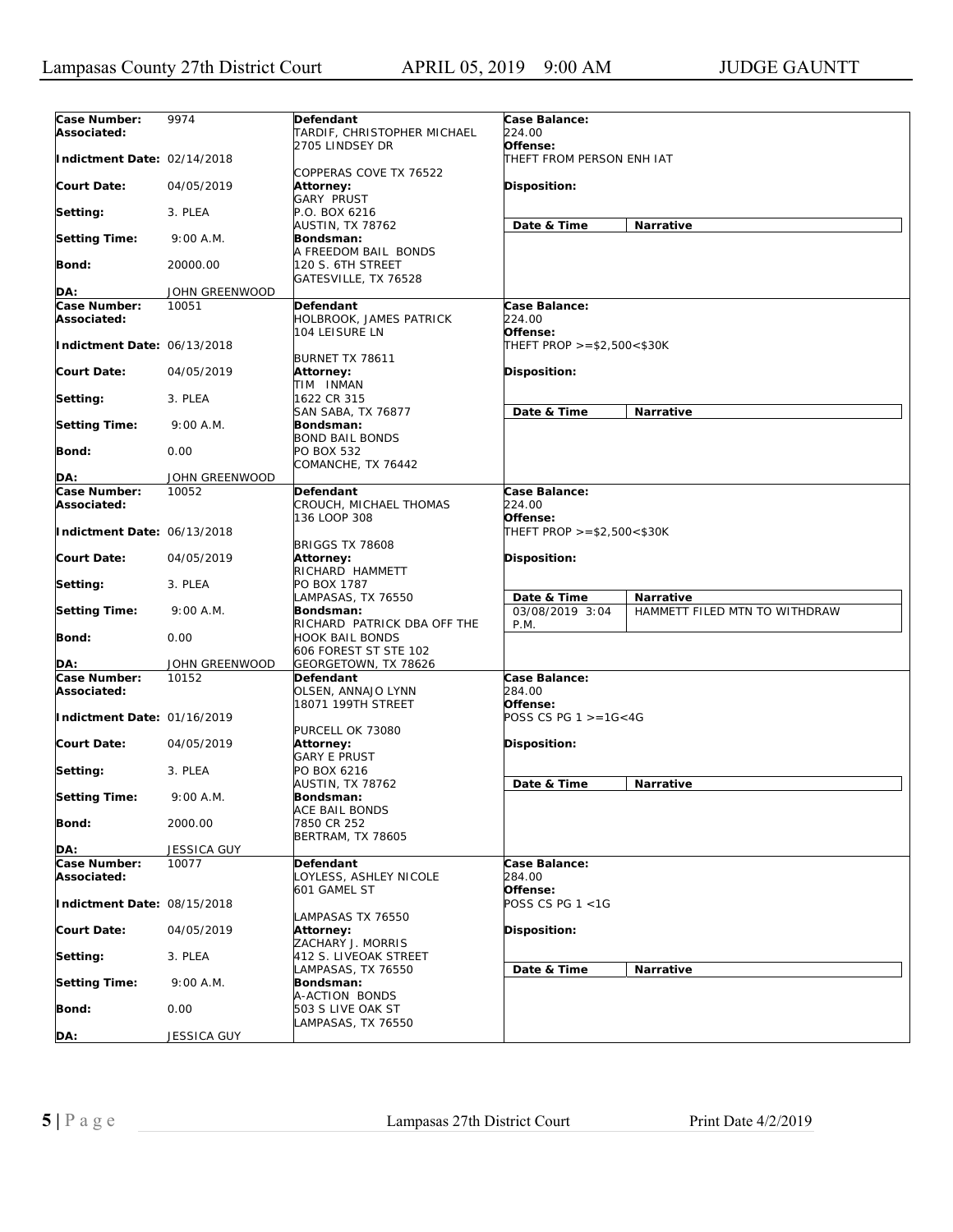| Case Number: | 9974 | Defendant | Case Balance: | |
|---|---|---|---|---|
| Associated: | | TARDIF, CHRISTOPHER MICHAEL<br>2705 LINDSEY DR | 224.00 | |
| Indictment Date: | 02/14/2018 | COPPERAS COVE TX 76522 | Offense:<br>THEFT FROM PERSON ENH IAT | |
| Court Date: | 04/05/2019 | Attorney:<br>GARY PRUST | Disposition: | |
| Setting: | 3. PLEA | P.O. BOX 6216<br>AUSTIN, TX 78762 | Date & Time | Narrative |
| Setting Time: | 9:00 A.M. | Bondsman:<br>A FREEDOM BAIL BONDS | | |
| Bond: | 20000.00 | 120 S. 6TH STREET<br>GATESVILLE, TX 76528 | | |
| DA: | JOHN GREENWOOD | | | |

| Case Number: | 10051 | Defendant | Case Balance: | |
|---|---|---|---|---|
| Associated: | | HOLBROOK, JAMES PATRICK<br>104 LEISURE LN | 224.00 | |
| Indictment Date: | 06/13/2018 | BURNET TX 78611 | Offense:<br>THEFT PROP >=$2,500<$30K | |
| Court Date: | 04/05/2019 | Attorney:<br>TIM INMAN | Disposition: | |
| Setting: | 3. PLEA | 1622 CR 315<br>SAN SABA, TX 76877 | Date & Time | Narrative |
| Setting Time: | 9:00 A.M. | Bondsman:<br>BOND BAIL BONDS | | |
| Bond: | 0.00 | PO BOX 532<br>COMANCHE, TX 76442 | | |
| DA: | JOHN GREENWOOD | | | |

| Case Number: | 10052 | Defendant | Case Balance: | |
|---|---|---|---|---|
| Associated: | | CROUCH, MICHAEL THOMAS<br>136 LOOP 308 | 224.00 | |
| Indictment Date: | 06/13/2018 | BRIGGS TX 78608 | Offense:<br>THEFT PROP >=$2,500<$30K | |
| Court Date: | 04/05/2019 | Attorney:<br>RICHARD HAMMETT | Disposition: | |
| Setting: | 3. PLEA | PO BOX 1787<br>LAMPASAS, TX 76550 | Date & Time | Narrative |
| Setting Time: | 9:00 A.M. | Bondsman:<br>RICHARD PATRICK DBA OFF THE HOOK BAIL BONDS | 03/08/2019 3:04 P.M. | HAMMETT FILED MTN TO WITHDRAW |
| Bond: | 0.00 | 606 FOREST ST STE 102<br>GEORGETOWN, TX 78626 | | |
| DA: | JOHN GREENWOOD | | | |

| Case Number: | 10152 | Defendant | Case Balance: | |
|---|---|---|---|---|
| Associated: | | OLSEN, ANNAJO LYNN<br>18071 199TH STREET | 284.00 | |
| Indictment Date: | 01/16/2019 | PURCELL OK 73080 | Offense:<br>POSS CS PG 1 >=1G<4G | |
| Court Date: | 04/05/2019 | Attorney:<br>GARY E PRUST | Disposition: | |
| Setting: | 3. PLEA | PO BOX 6216<br>AUSTIN, TX 78762 | Date & Time | Narrative |
| Setting Time: | 9:00 A.M. | Bondsman:<br>ACE BAIL BONDS | | |
| Bond: | 2000.00 | 7850 CR 252<br>BERTRAM, TX 78605 | | |
| DA: | JESSICA GUY | | | |

| Case Number: | 10077 | Defendant | Case Balance: | |
|---|---|---|---|---|
| Associated: | | LOYLESS, ASHLEY NICOLE<br>601 GAMEL ST | 284.00 | |
| Indictment Date: | 08/15/2018 | LAMPASAS TX 76550 | Offense:<br>POSS CS PG 1 <1G | |
| Court Date: | 04/05/2019 | Attorney:<br>ZACHARY J. MORRIS | Disposition: | |
| Setting: | 3. PLEA | 412 S. LIVEOAK STREET<br>LAMPASAS, TX 76550 | Date & Time | Narrative |
| Setting Time: | 9:00 A.M. | Bondsman:<br>A-ACTION BONDS | | |
| Bond: | 0.00 | 503 S LIVE OAK ST<br>LAMPASAS, TX 76550 | | |
| DA: | JESSICA GUY | | | |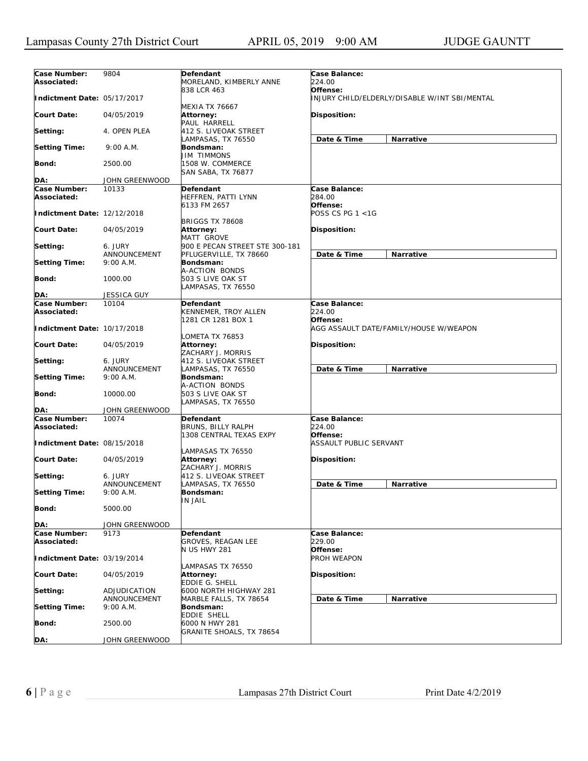| Case Number: | 9804 | Defendant | Case Balance: |
|---|---|---|---|
| Associated: | | MORELAND, KIMBERLY ANNE<br>838 LCR 463<br><br>MEXIA TX 76667 | 224.00 |
| Indictment Date: | 05/17/2017 | | Offense:<br>INJURY CHILD/ELDERLY/DISABLE W/INT SBI/MENTAL |
| Court Date: | 04/05/2019 | Attorney:<br>PAUL HARRELL<br>412 S. LIVEOAK STREET<br>LAMPASAS, TX 76550 | Disposition: |
| Setting: | 4. OPEN PLEA | | Date & Time / Narrative |
| Setting Time: | 9:00 A.M. | Bondsman:<br>JIM TIMMONS<br>1508 W. COMMERCE<br>SAN SABA, TX 76877 | |
| Bond: | 2500.00 | | |
| DA: | JOHN GREENWOOD | | |

| Case Number: | 10133 | Defendant | Case Balance: |
|---|---|---|---|
| Associated: | | HEFFREN, PATTI LYNN<br>6133 FM 2657<br><br>BRIGGS TX 78608 | 284.00 |
| Indictment Date: | 12/12/2018 | | Offense:<br>POSS CS PG 1 <1G |
| Court Date: | 04/05/2019 | Attorney:<br>MATT GROVE<br>900 E PECAN STREET STE 300-181<br>PFLUGERVILLE, TX 78660 | Disposition: |
| Setting: | 6. JURY ANNOUNCEMENT | | Date & Time / Narrative |
| Setting Time: | 9:00 A.M. | Bondsman:<br>A-ACTION BONDS<br>503 S LIVE OAK ST<br>LAMPASAS, TX 76550 | |
| Bond: | 1000.00 | | |
| DA: | JESSICA GUY | | |

| Case Number: | 10104 | Defendant | Case Balance: |
|---|---|---|---|
| Associated: | | KENNEMER, TROY ALLEN<br>1281 CR 1281 BOX 1<br><br>LOMETA TX 76853 | 224.00 |
| Indictment Date: | 10/17/2018 | | Offense:<br>AGG ASSAULT DATE/FAMILY/HOUSE W/WEAPON |
| Court Date: | 04/05/2019 | Attorney:<br>ZACHARY J. MORRIS<br>412 S. LIVEOAK STREET<br>LAMPASAS, TX 76550 | Disposition: |
| Setting: | 6. JURY ANNOUNCEMENT | | Date & Time / Narrative |
| Setting Time: | 9:00 A.M. | Bondsman:<br>A-ACTION BONDS<br>503 S LIVE OAK ST<br>LAMPASAS, TX 76550 | |
| Bond: | 10000.00 | | |
| DA: | JOHN GREENWOOD | | |

| Case Number: | 10074 | Defendant | Case Balance: |
|---|---|---|---|
| Associated: | | BRUNS, BILLY RALPH<br>1308 CENTRAL TEXAS EXPY<br><br>LAMPASAS TX 76550 | 224.00 |
| Indictment Date: | 08/15/2018 | | Offense:<br>ASSAULT PUBLIC SERVANT |
| Court Date: | 04/05/2019 | Attorney:<br>ZACHARY J. MORRIS<br>412 S. LIVEOAK STREET<br>LAMPASAS, TX 76550 | Disposition: |
| Setting: | 6. JURY ANNOUNCEMENT | | Date & Time / Narrative |
| Setting Time: | 9:00 A.M. | Bondsman:<br>IN JAIL | |
| Bond: | 5000.00 | | |
| DA: | JOHN GREENWOOD | | |

| Case Number: | 9173 | Defendant | Case Balance: |
|---|---|---|---|
| Associated: | | GROVES, REAGAN LEE<br>N US HWY 281<br><br>LAMPASAS TX 76550 | 229.00 |
| Indictment Date: | 03/19/2014 | | Offense:<br>PROH WEAPON |
| Court Date: | 04/05/2019 | Attorney:<br>EDDIE G. SHELL<br>6000 NORTH HIGHWAY 281<br>MARBLE FALLS, TX 78654 | Disposition: |
| Setting: | ADJUDICATION ANNOUNCEMENT | | Date & Time / Narrative |
| Setting Time: | 9:00 A.M. | Bondsman:<br>EDDIE SHELL<br>6000 N HWY 281<br>GRANITE SHOALS, TX 78654 | |
| Bond: | 2500.00 | | |
| DA: | JOHN GREENWOOD | | |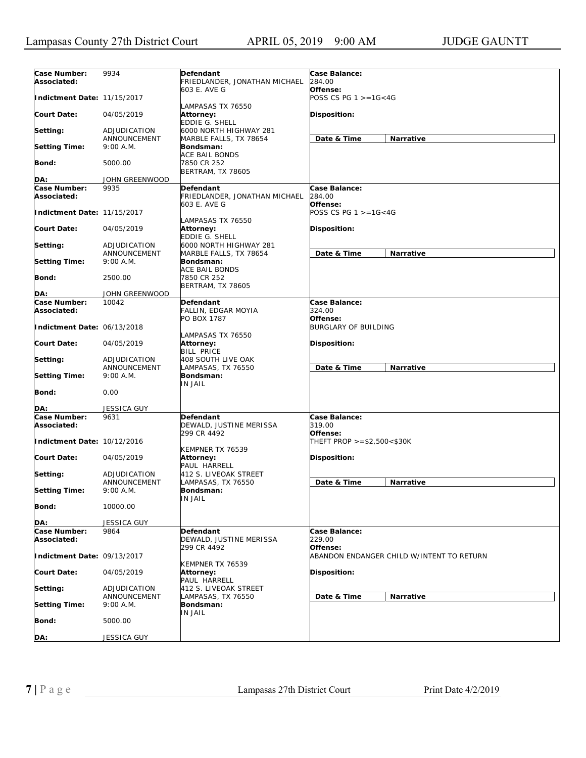| Case Number: | 9934 | Defendant | Case Balance: |
|---|---|---|---|
| Associated: | | FRIEDLANDER, JONATHAN MICHAEL<br>603 E. AVE G<br><br>LAMPASAS TX 76550 | 284.00 |
| Indictment Date: | 11/15/2017 | | Offense:<br>POSS CS PG 1 >=1G<4G |
| Court Date: | 04/05/2019 | Attorney:<br>EDDIE G. SHELL<br>6000 NORTH HIGHWAY 281<br>MARBLE FALLS, TX 78654 | Disposition: |
| Setting: | ADJUDICATION ANNOUNCEMENT | | Date & Time / Narrative |
| Setting Time: | 9:00 A.M. | Bondsman:<br>ACE BAIL BONDS<br>7850 CR 252<br>BERTRAM, TX 78605 | |
| Bond: | 5000.00 | | |
| DA: | JOHN GREENWOOD | | |

| Case Number: | 9935 | Defendant | Case Balance: |
|---|---|---|---|
| Associated: | | FRIEDLANDER, JONATHAN MICHAEL<br>603 E. AVE G<br><br>LAMPASAS TX 76550 | 284.00 |
| Indictment Date: | 11/15/2017 | | Offense:<br>POSS CS PG 1 >=1G<4G |
| Court Date: | 04/05/2019 | Attorney:<br>EDDIE G. SHELL<br>6000 NORTH HIGHWAY 281<br>MARBLE FALLS, TX 78654 | Disposition: |
| Setting: | ADJUDICATION ANNOUNCEMENT | | Date & Time / Narrative |
| Setting Time: | 9:00 A.M. | Bondsman:<br>ACE BAIL BONDS<br>7850 CR 252<br>BERTRAM, TX 78605 | |
| Bond: | 2500.00 | | |
| DA: | JOHN GREENWOOD | | |

| Case Number: | 10042 | Defendant | Case Balance: |
|---|---|---|---|
| Associated: | | FALLIN, EDGAR MOYIA<br>PO BOX 1787<br><br>LAMPASAS TX 76550 | 324.00 |
| Indictment Date: | 06/13/2018 | | Offense:<br>BURGLARY OF BUILDING |
| Court Date: | 04/05/2019 | Attorney:<br>BILL PRICE<br>408 SOUTH LIVE OAK<br>LAMPASAS, TX 76550 | Disposition: |
| Setting: | ADJUDICATION ANNOUNCEMENT | | Date & Time / Narrative |
| Setting Time: | 9:00 A.M. | Bondsman:<br>IN JAIL | |
| Bond: | 0.00 | | |
| DA: | JESSICA GUY | | |

| Case Number: | 9631 | Defendant | Case Balance: |
|---|---|---|---|
| Associated: | | DEWALD, JUSTINE MERISSA<br>299 CR 4492<br><br>KEMPNER TX 76539 | 319.00 |
| Indictment Date: | 10/12/2016 | | Offense:<br>THEFT PROP >=$2,500<$30K |
| Court Date: | 04/05/2019 | Attorney:<br>PAUL HARRELL<br>412 S. LIVEOAK STREET<br>LAMPASAS, TX 76550 | Disposition: |
| Setting: | ADJUDICATION ANNOUNCEMENT | | Date & Time / Narrative |
| Setting Time: | 9:00 A.M. | Bondsman:<br>IN JAIL | |
| Bond: | 10000.00 | | |
| DA: | JESSICA GUY | | |

| Case Number: | 9864 | Defendant | Case Balance: |
|---|---|---|---|
| Associated: | | DEWALD, JUSTINE MERISSA<br>299 CR 4492<br><br>KEMPNER TX 76539 | 229.00 |
| Indictment Date: | 09/13/2017 | | Offense:<br>ABANDON ENDANGER CHILD W/INTENT TO RETURN |
| Court Date: | 04/05/2019 | Attorney:<br>PAUL HARRELL<br>412 S. LIVEOAK STREET<br>LAMPASAS, TX 76550 | Disposition: |
| Setting: | ADJUDICATION ANNOUNCEMENT | | Date & Time / Narrative |
| Setting Time: | 9:00 A.M. | Bondsman:<br>IN JAIL | |
| Bond: | 5000.00 | | |
| DA: | JESSICA GUY | | |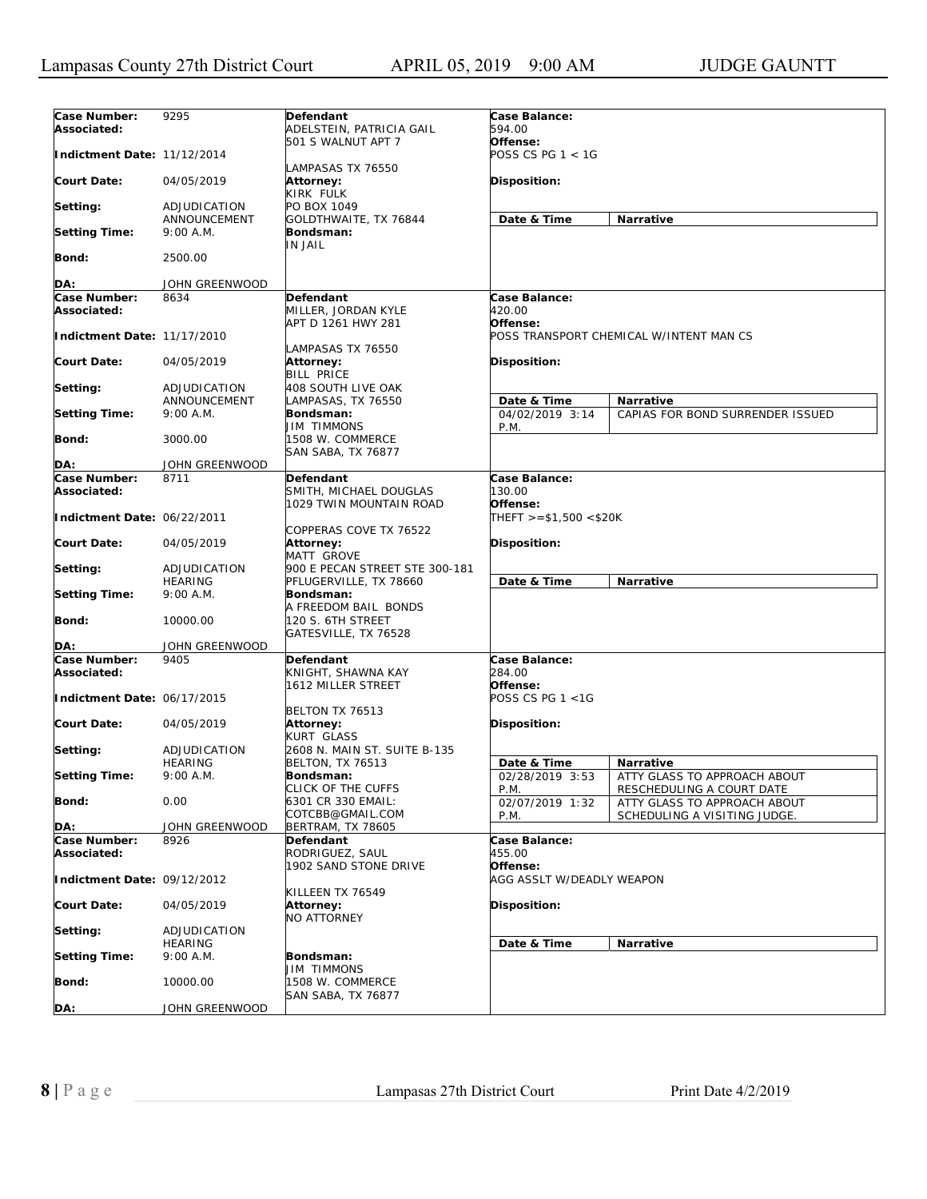| Case Number: | 9295 | Defendant | Case Balance: | |
|---|---|---|---|---|
| Associated: | | ADELSTEIN, PATRICIA GAIL<br>501 S WALNUT APT 7 | 594.00 | |
| Indictment Date: | 11/12/2014 | LAMPASAS TX 76550 | Offense:<br>POSS CS PG 1 < 1G | |
| Court Date: | 04/05/2019 | Attorney:<br>KIRK FULK | Disposition: | |
| Setting: | ADJUDICATION ANNOUNCEMENT | PO BOX 1049<br>GOLDTHWAITE, TX 76844 | Date & Time | Narrative |
| Setting Time: | 9:00 A.M. | Bondsman:<br>IN JAIL | | |
| Bond: | 2500.00 | | | |
| DA: | JOHN GREENWOOD | | | |

| Case Number: | 8634 | Defendant | Case Balance: | |
|---|---|---|---|---|
| Associated: | | MILLER, JORDAN KYLE<br>APT D 1261 HWY 281 | 420.00 | |
| Indictment Date: | 11/17/2010 | LAMPASAS TX 76550 | Offense:<br>POSS TRANSPORT CHEMICAL W/INTENT MAN CS | |
| Court Date: | 04/05/2019 | Attorney:<br>BILL PRICE | Disposition: | |
| Setting: | ADJUDICATION ANNOUNCEMENT | 408 SOUTH LIVE OAK<br>LAMPASAS, TX 76550 | Date & Time | Narrative |
| Setting Time: | 9:00 A.M. | Bondsman:<br>JIM TIMMONS | 04/02/2019 3:14 P.M. | CAPIAS FOR BOND SURRENDER ISSUED |
| Bond: | 3000.00 | 1508 W. COMMERCE<br>SAN SABA, TX 76877 | | |
| DA: | JOHN GREENWOOD | | | |

| Case Number: | 8711 | Defendant | Case Balance: | |
|---|---|---|---|---|
| Associated: | | SMITH, MICHAEL DOUGLAS<br>1029 TWIN MOUNTAIN ROAD | 130.00 | |
| Indictment Date: | 06/22/2011 | COPPERAS COVE TX 76522 | Offense:<br>THEFT >=$1,500 <$20K | |
| Court Date: | 04/05/2019 | Attorney:<br>MATT GROVE | Disposition: | |
| Setting: | ADJUDICATION HEARING | 900 E PECAN STREET STE 300-181<br>PFLUGERVILLE, TX 78660 | Date & Time | Narrative |
| Setting Time: | 9:00 A.M. | Bondsman:<br>A FREEDOM BAIL BONDS | | |
| Bond: | 10000.00 | 120 S. 6TH STREET<br>GATESVILLE, TX 76528 | | |
| DA: | JOHN GREENWOOD | | | |

| Case Number: | 9405 | Defendant | Case Balance: | |
|---|---|---|---|---|
| Associated: | | KNIGHT, SHAWNA KAY<br>1612 MILLER STREET | 284.00 | |
| Indictment Date: | 06/17/2015 | BELTON TX 76513 | Offense:<br>POSS CS PG 1 <1G | |
| Court Date: | 04/05/2019 | Attorney:<br>KURT GLASS | Disposition: | |
| Setting: | ADJUDICATION HEARING | 2608 N. MAIN ST. SUITE B-135<br>BELTON, TX 76513 | Date & Time | Narrative |
| Setting Time: | 9:00 A.M. | Bondsman:<br>CLICK OF THE CUFFS | 02/28/2019 3:53 P.M. | ATTY GLASS TO APPROACH ABOUT RESCHEDULING A COURT DATE |
| Bond: | 0.00 | 6301 CR 330 EMAIL:<br>COTCBB@GMAIL.COM | 02/07/2019 1:32 P.M. | ATTY GLASS TO APPROACH ABOUT SCHEDULING A VISITING JUDGE. |
| DA: | JOHN GREENWOOD | BERTRAM, TX 78605 | | |

| Case Number: | 8926 | Defendant | Case Balance: | |
|---|---|---|---|---|
| Associated: | | RODRIGUEZ, SAUL<br>1902 SAND STONE DRIVE | 455.00 | |
| Indictment Date: | 09/12/2012 | KILLEEN TX 76549 | Offense:<br>AGG ASSLT W/DEADLY WEAPON | |
| Court Date: | 04/05/2019 | Attorney:<br>NO ATTORNEY | Disposition: | |
| Setting: | ADJUDICATION HEARING | | Date & Time | Narrative |
| Setting Time: | 9:00 A.M. | Bondsman:<br>JIM TIMMONS | | |
| Bond: | 10000.00 | 1508 W. COMMERCE<br>SAN SABA, TX 76877 | | |
| DA: | JOHN GREENWOOD | | | |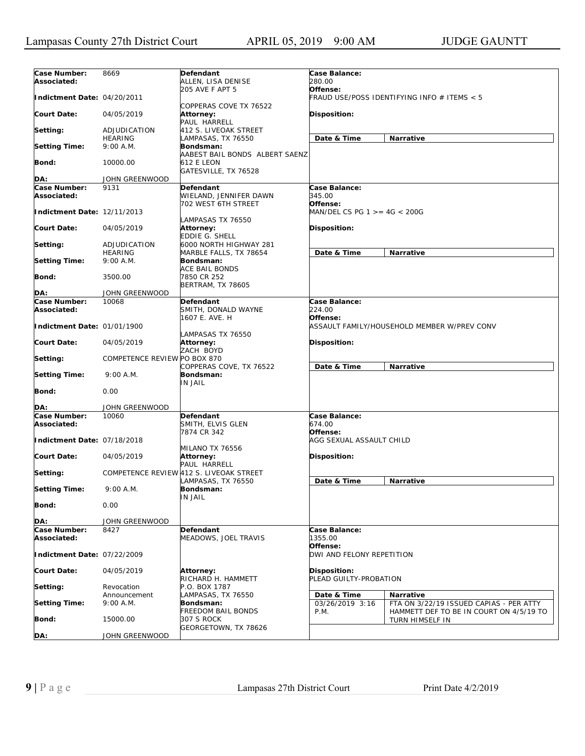| Case Number: | 8669 | Defendant | Case Balance: | |
|---|---|---|---|---|
| Associated: | | ALLEN, LISA DENISE<br>205 AVE F APT 5 | 280.00 | |
| Indictment Date: | 04/20/2011 | COPPERAS COVE TX 76522 | Offense:<br>FRAUD USE/POSS IDENTIFYING INFO # ITEMS < 5 | |
| Court Date: | 04/05/2019 | Attorney:<br>PAUL HARRELL | Disposition: | |
| Setting: | ADJUDICATION HEARING | 412 S. LIVEOAK STREET<br>LAMPASAS, TX 76550 | Date & Time | Narrative |
| Setting Time: | 9:00 A.M. | Bondsman:<br>AABEST BAIL BONDS ALBERT SAENZ | | |
| Bond: | 10000.00 | 612 E LEON<br>GATESVILLE, TX 76528 | | |
| DA: | JOHN GREENWOOD | | | |

| Case Number: | 9131 | Defendant | Case Balance: | |
|---|---|---|---|---|
| Associated: | | WIELAND, JENNIFER DAWN<br>702 WEST 6TH STREET | 345.00 | |
| Indictment Date: | 12/11/2013 | LAMPASAS TX 76550 | Offense:<br>MAN/DEL CS PG 1 >= 4G < 200G | |
| Court Date: | 04/05/2019 | Attorney:<br>EDDIE G. SHELL | Disposition: | |
| Setting: | ADJUDICATION HEARING | 6000 NORTH HIGHWAY 281<br>MARBLE FALLS, TX 78654 | Date & Time | Narrative |
| Setting Time: | 9:00 A.M. | Bondsman:<br>ACE BAIL BONDS | | |
| Bond: | 3500.00 | 7850 CR 252<br>BERTRAM, TX 78605 | | |
| DA: | JOHN GREENWOOD | | | |

| Case Number: | 10068 | Defendant | Case Balance: | |
|---|---|---|---|---|
| Associated: | | SMITH, DONALD WAYNE<br>1607 E. AVE. H | 224.00 | |
| Indictment Date: | 01/01/1900 | LAMPASAS TX 76550 | Offense:<br>ASSAULT FAMILY/HOUSEHOLD MEMBER W/PREV CONV | |
| Court Date: | 04/05/2019 | Attorney:<br>ZACH BOYD | Disposition: | |
| Setting: | COMPETENCE REVIEW | PO BOX 870<br>COPPERAS COVE, TX 76522 | Date & Time | Narrative |
| Setting Time: | 9:00 A.M. | Bondsman:<br>IN JAIL | | |
| Bond: | 0.00 | | | |
| DA: | JOHN GREENWOOD | | | |

| Case Number: | 10060 | Defendant | Case Balance: | |
|---|---|---|---|---|
| Associated: | | SMITH, ELVIS GLEN<br>7874 CR 342 | 674.00 | |
| Indictment Date: | 07/18/2018 | MILANO TX 76556 | Offense:<br>AGG SEXUAL ASSAULT CHILD | |
| Court Date: | 04/05/2019 | Attorney:<br>PAUL HARRELL | Disposition: | |
| Setting: | COMPETENCE REVIEW | 412 S. LIVEOAK STREET<br>LAMPASAS, TX 76550 | Date & Time | Narrative |
| Setting Time: | 9:00 A.M. | Bondsman:<br>IN JAIL | | |
| Bond: | 0.00 | | | |
| DA: | JOHN GREENWOOD | | | |

| Case Number: | 8427 | Defendant | Case Balance: | |
|---|---|---|---|---|
| Associated: | | MEADOWS, JOEL TRAVIS | 1355.00 | |
| Indictment Date: | 07/22/2009 | | Offense:<br>DWI AND FELONY REPETITION | |
| Court Date: | 04/05/2019 | Attorney:<br>RICHARD H. HAMMETT | Disposition:<br>PLEAD GUILTY-PROBATION | |
| Setting: | Revocation Announcement | P.O. BOX 1787<br>LAMPASAS, TX 76550 | Date & Time | Narrative |
| Setting Time: | 9:00 A.M. | Bondsman:<br>FREEDOM BAIL BONDS | 03/26/2019 3:16 P.M. | FTA ON 3/22/19 ISSUED CAPIAS - PER ATTY HAMMETT DEF TO BE IN COURT ON 4/5/19 TO TURN HIMSELF IN |
| Bond: | 15000.00 | 307 S ROCK<br>GEORGETOWN, TX 78626 | | |
| DA: | JOHN GREENWOOD | | | |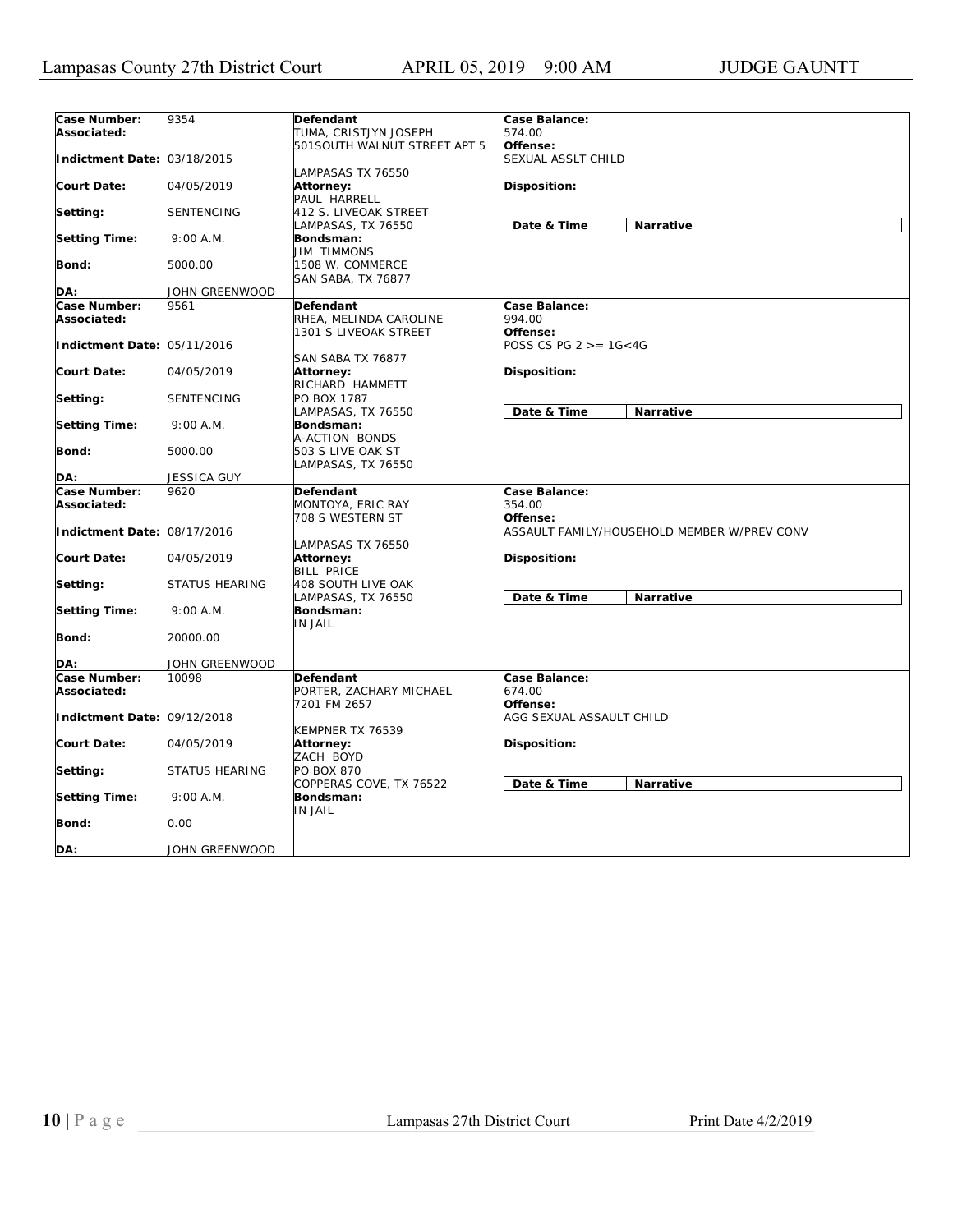| | | | |
|---|---|---|---|
| **Case Number:** 9354<br>**Associated:**<br>**Indictment Date:** 03/18/2015<br>**Court Date:** 04/05/2019<br>**Setting:** SENTENCING<br>**Setting Time:** 9:00 A.M.<br>**Bond:** 5000.00<br>**DA:** JOHN GREENWOOD | **Defendant**<br>TUMA, CRISTJYN JOSEPH<br>501SOUTH WALNUT STREET APT 5<br>LAMPASAS TX 76550<br>**Attorney:**<br>PAUL HARRELL<br>412 S. LIVEOAK STREET<br>LAMPASAS, TX 76550<br>**Bondsman:**<br>JIM TIMMONS<br>1508 W. COMMERCE<br>SAN SABA, TX 76877 | **Case Balance:**<br>574.00<br>**Offense:**<br>SEXUAL ASSLT CHILD<br>**Disposition:**<br>**Date & Time** | **Narrative** |
| **Case Number:** 9561<br>**Associated:**<br>**Indictment Date:** 05/11/2016<br>**Court Date:** 04/05/2019<br>**Setting:** SENTENCING<br>**Setting Time:** 9:00 A.M.<br>**Bond:** 5000.00<br>**DA:** JESSICA GUY | **Defendant**<br>RHEA, MELINDA CAROLINE<br>1301 S LIVEOAK STREET<br>SAN SABA TX 76877<br>**Attorney:**<br>RICHARD HAMMETT<br>PO BOX 1787<br>LAMPASAS, TX 76550<br>**Bondsman:**<br>A-ACTION BONDS<br>503 S LIVE OAK ST<br>LAMPASAS, TX 76550 | **Case Balance:**<br>994.00<br>**Offense:**<br>POSS CS PG 2 >= 1G<4G<br>**Disposition:**<br>**Date & Time** | **Narrative** |
| **Case Number:** 9620<br>**Associated:**<br>**Indictment Date:** 08/17/2016<br>**Court Date:** 04/05/2019<br>**Setting:** STATUS HEARING<br>**Setting Time:** 9:00 A.M.<br>**Bond:** 20000.00<br>**DA:** JOHN GREENWOOD | **Defendant**<br>MONTOYA, ERIC RAY<br>708 S WESTERN ST<br>LAMPASAS TX 76550<br>**Attorney:**<br>BILL PRICE<br>408 SOUTH LIVE OAK<br>LAMPASAS, TX 76550<br>**Bondsman:**<br>IN JAIL | **Case Balance:**<br>354.00<br>**Offense:**<br>ASSAULT FAMILY/HOUSEHOLD MEMBER W/PREV CONV<br>**Disposition:**<br>**Date & Time** | **Narrative** |
| **Case Number:** 10098<br>**Associated:**<br>**Indictment Date:** 09/12/2018<br>**Court Date:** 04/05/2019<br>**Setting:** STATUS HEARING<br>**Setting Time:** 9:00 A.M.<br>**Bond:** 0.00<br>**DA:** JOHN GREENWOOD | **Defendant**<br>PORTER, ZACHARY MICHAEL<br>7201 FM 2657<br>KEMPNER TX 76539<br>**Attorney:**<br>ZACH BOYD<br>PO BOX 870<br>COPPERAS COVE, TX 76522<br>**Bondsman:**<br>IN JAIL | **Case Balance:**<br>674.00<br>**Offense:**<br>AGG SEXUAL ASSAULT CHILD<br>**Disposition:**<br>**Date & Time** | **Narrative** |